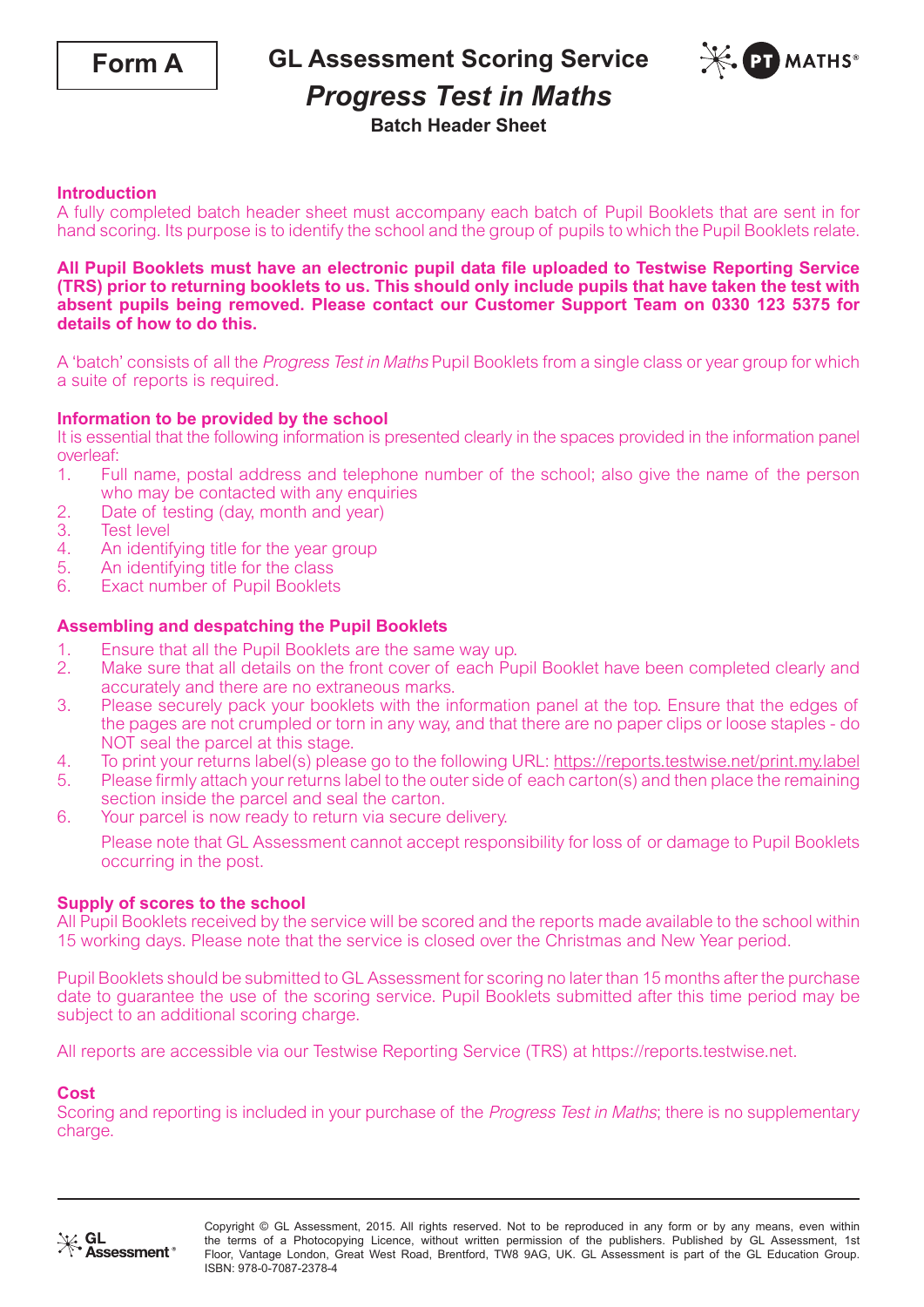Form A

# GL Assessment Scoring Service

## *Progress Test in Maths*

### Batch Header Sheet

PT MATHS®

**Introduction**

A fully completed batch header sheet must accompany each batch of Pupil Booklets that are sent in for hand scoring. Its purpose is to identify the school and the group of pupils to which the Pupil Booklets relate.

**All Pupil Booklets must have an electronic pupil data file uploaded to Testwise Reporting Service (TRS) prior to returning booklets to us. This should only include pupils that have taken the test with absent pupils being removed. Please contact our Customer Support Team on 0330 123 5375 for details of how to do this.**

A 'batch' consists of all the *Progress Test in Maths* Pupil Booklets from a single class or year group for which a suite of reports is required.

**Information to be provided by the school**

It is essential that the following information is presented clearly in the spaces provided in the information panel overleaf:

1. Full name, postal address and telephone number of the school; also give the name of the person who may be contacted with any enquiries
2. Date of testing (day, month and year)
3. Test level
4. An identifying title for the year group
5. An identifying title for the class
6. Exact number of Pupil Booklets

**Assembling and despatching the Pupil Booklets**

1. Ensure that all the Pupil Booklets are the same way up.
2. Make sure that all details on the front cover of each Pupil Booklet have been completed clearly and accurately and there are no extraneous marks.
3. Please securely pack your booklets with the information panel at the top. Ensure that the edges of the pages are not crumpled or torn in any way, and that there are no paper clips or loose staples - do NOT seal the parcel at this stage.
4. To print your returns label(s) please go to the following URL: https://reports.testwise.net/print.my.label
5. Please firmly attach your returns label to the outer side of each carton(s) and then place the remaining section inside the parcel and seal the carton.
6. Your parcel is now ready to return via secure delivery.

   Please note that GL Assessment cannot accept responsibility for loss of or damage to Pupil Booklets occurring in the post.

**Supply of scores to the school**

All Pupil Booklets received by the service will be scored and the reports made available to the school within 15 working days. Please note that the service is closed over the Christmas and New Year period.

Pupil Booklets should be submitted to GL Assessment for scoring no later than 15 months after the purchase date to guarantee the use of the scoring service. Pupil Booklets submitted after this time period may be subject to an additional scoring charge.

All reports are accessible via our Testwise Reporting Service (TRS) at https://reports.testwise.net.

**Cost**

Scoring and reporting is included in your purchase of the *Progress Test in Maths*; there is no supplementary charge.

GL Assessment®

Copyright © GL Assessment, 2015. All rights reserved. Not to be reproduced in any form or by any means, even within the terms of a Photocopying Licence, without written permission of the publishers. Published by GL Assessment, 1st Floor, Vantage London, Great West Road, Brentford, TW8 9AG, UK. GL Assessment is part of the GL Education Group. ISBN: 978-0-7087-2378-4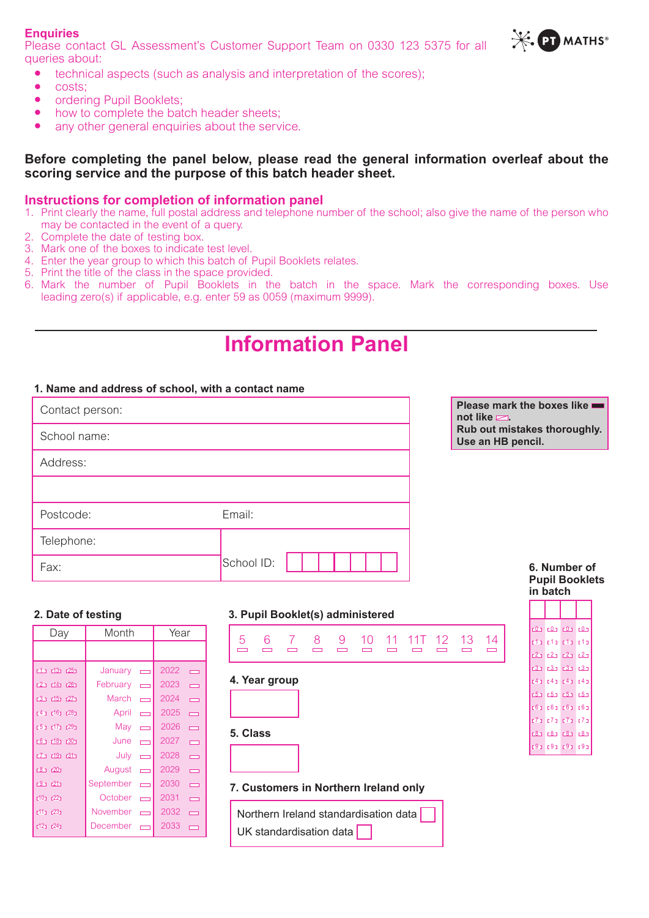## Enquiries

Please contact GL Assessment's Customer Support Team on 0330 123 5375 for all queries about:

- technical aspects (such as analysis and interpretation of the scores);
- costs;
- ordering Pupil Booklets;
- how to complete the batch header sheets;
- any other general enquiries about the service.

PT MATHS®

**Before completing the panel below, please read the general information overleaf about the scoring service and the purpose of this batch header sheet.**

## Instructions for completion of information panel

1. Print clearly the name, full postal address and telephone number of the school; also give the name of the person who may be contacted in the event of a query.
2. Complete the date of testing box.
3. Mark one of the boxes to indicate test level.
4. Enter the year group to which this batch of Pupil Booklets relates.
5. Print the title of the class in the space provided.
6. Mark the number of Pupil Booklets in the batch in the space. Mark the corresponding boxes. Use leading zero(s) if applicable, e.g. enter 59 as 0059 (maximum 9999).

# Information Panel

**1. Name and address of school, with a contact name**

| | |
|---|---|
| Contact person: | |
| School name: | |
| Address: | |
| | |
| Postcode: | Email: |
| Telephone: | |
| Fax: | School ID: |

**Please mark the boxes like ▬ not like ▭.**
**Rub out mistakes thoroughly.**
**Use an HB pencil.**

**2. Date of testing**

| Day | | | Month | Year |
|---|---|---|---|---|
| 1 | 13 | 25 | January | 2022 |
| 2 | 14 | 26 | February | 2023 |
| 3 | 15 | 27 | March | 2024 |
| 4 | 16 | 28 | April | 2025 |
| 5 | 17 | 29 | May | 2026 |
| 6 | 18 | 30 | June | 2027 |
| 7 | 19 | 31 | July | 2028 |
| 8 | 20 | | August | 2029 |
| 9 | 21 | | September | 2030 |
| 10 | 22 | | October | 2031 |
| 11 | 23 | | November | 2032 |
| 12 | 24 | | December | 2033 |

**3. Pupil Booklet(s) administered**

5 6 7 8 9 10 11 11T 12 13 14

**4. Year group**

**5. Class**

**6. Number of Pupil Booklets in batch**

| | | | |
|---|---|---|---|
| 0 | 0 | 0 | 0 |
| 1 | 1 | 1 | 1 |
| 2 | 2 | 2 | 2 |
| 3 | 3 | 3 | 3 |
| 4 | 4 | 4 | 4 |
| 5 | 5 | 5 | 5 |
| 6 | 6 | 6 | 6 |
| 7 | 7 | 7 | 7 |
| 8 | 8 | 8 | 8 |
| 9 | 9 | 9 | 9 |

**7. Customers in Northern Ireland only**

Northern Ireland standardisation data ☐
UK standardisation data ☐